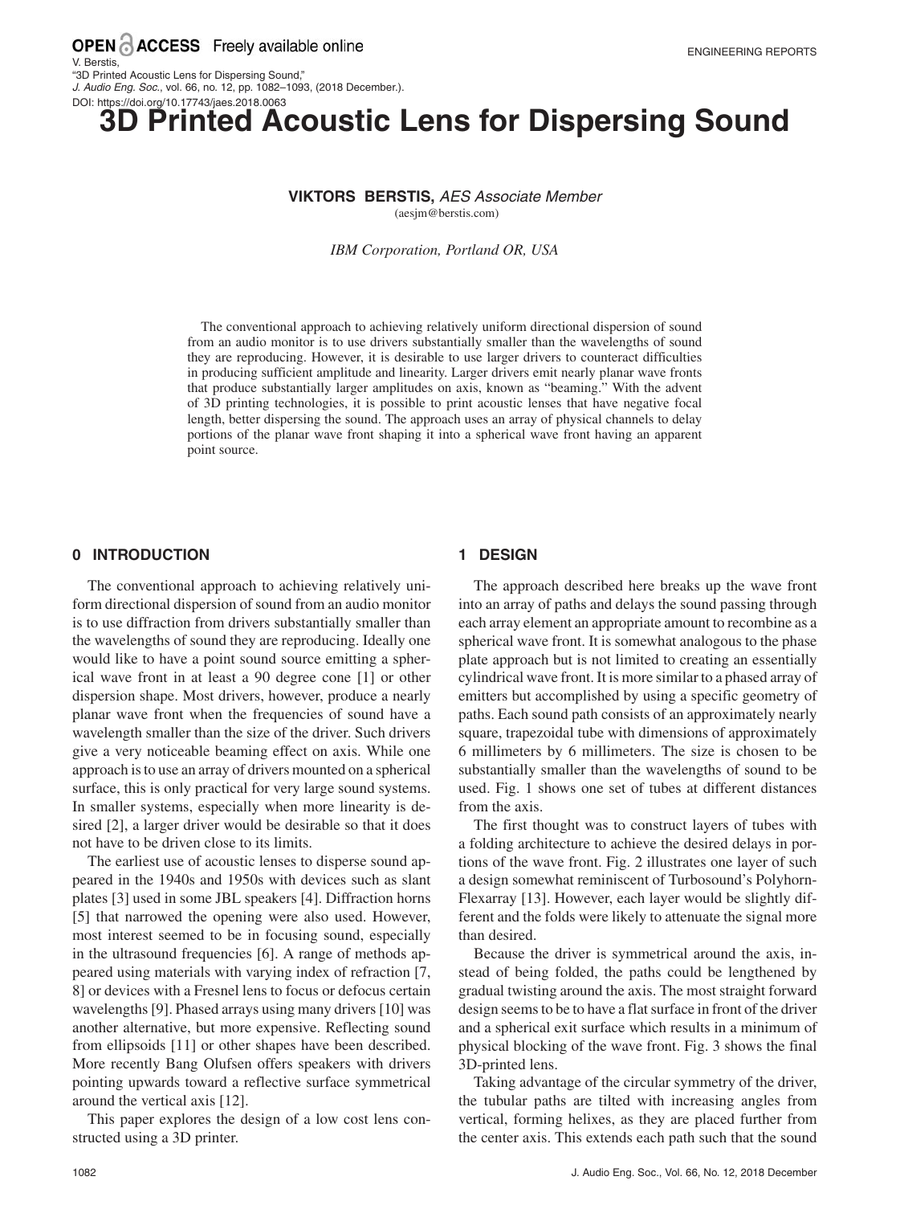OPEN ACCESS Freely available online

V. Berstis,
"3D Printed Acoustic Lens for Dispersing Sound,"
*J. Audio Eng. Soc.*, vol. 66, no. 12, pp. 1082–1093, (2018 December.).
DOI: https://doi.org/10.17743/jaes.2018.0063

ENGINEERING REPORTS

# 3D Printed Acoustic Lens for Dispersing Sound

**VIKTORS BERSTIS,** *AES Associate Member*
(aesjm@berstis.com)

*IBM Corporation, Portland OR, USA*

The conventional approach to achieving relatively uniform directional dispersion of sound from an audio monitor is to use drivers substantially smaller than the wavelengths of sound they are reproducing. However, it is desirable to use larger drivers to counteract difficulties in producing sufficient amplitude and linearity. Larger drivers emit nearly planar wave fronts that produce substantially larger amplitudes on axis, known as "beaming." With the advent of 3D printing technologies, it is possible to print acoustic lenses that have negative focal length, better dispersing the sound. The approach uses an array of physical channels to delay portions of the planar wave front shaping it into a spherical wave front having an apparent point source.

## 0 INTRODUCTION

The conventional approach to achieving relatively uniform directional dispersion of sound from an audio monitor is to use diffraction from drivers substantially smaller than the wavelengths of sound they are reproducing. Ideally one would like to have a point sound source emitting a spherical wave front in at least a 90 degree cone [1] or other dispersion shape. Most drivers, however, produce a nearly planar wave front when the frequencies of sound have a wavelength smaller than the size of the driver. Such drivers give a very noticeable beaming effect on axis. While one approach is to use an array of drivers mounted on a spherical surface, this is only practical for very large sound systems. In smaller systems, especially when more linearity is desired [2], a larger driver would be desirable so that it does not have to be driven close to its limits.

The earliest use of acoustic lenses to disperse sound appeared in the 1940s and 1950s with devices such as slant plates [3] used in some JBL speakers [4]. Diffraction horns [5] that narrowed the opening were also used. However, most interest seemed to be in focusing sound, especially in the ultrasound frequencies [6]. A range of methods appeared using materials with varying index of refraction [7, 8] or devices with a Fresnel lens to focus or defocus certain wavelengths [9]. Phased arrays using many drivers [10] was another alternative, but more expensive. Reflecting sound from ellipsoids [11] or other shapes have been described. More recently Bang Olufsen offers speakers with drivers pointing upwards toward a reflective surface symmetrical around the vertical axis [12].

This paper explores the design of a low cost lens constructed using a 3D printer.

## 1 DESIGN

The approach described here breaks up the wave front into an array of paths and delays the sound passing through each array element an appropriate amount to recombine as a spherical wave front. It is somewhat analogous to the phase plate approach but is not limited to creating an essentially cylindrical wave front. It is more similar to a phased array of emitters but accomplished by using a specific geometry of paths. Each sound path consists of an approximately nearly square, trapezoidal tube with dimensions of approximately 6 millimeters by 6 millimeters. The size is chosen to be substantially smaller than the wavelengths of sound to be used. Fig. 1 shows one set of tubes at different distances from the axis.

The first thought was to construct layers of tubes with a folding architecture to achieve the desired delays in portions of the wave front. Fig. 2 illustrates one layer of such a design somewhat reminiscent of Turbosound's Polyhorn-Flexarray [13]. However, each layer would be slightly different and the folds were likely to attenuate the signal more than desired.

Because the driver is symmetrical around the axis, instead of being folded, the paths could be lengthened by gradual twisting around the axis. The most straight forward design seems to be to have a flat surface in front of the driver and a spherical exit surface which results in a minimum of physical blocking of the wave front. Fig. 3 shows the final 3D-printed lens.

Taking advantage of the circular symmetry of the driver, the tubular paths are tilted with increasing angles from vertical, forming helixes, as they are placed further from the center axis. This extends each path such that the sound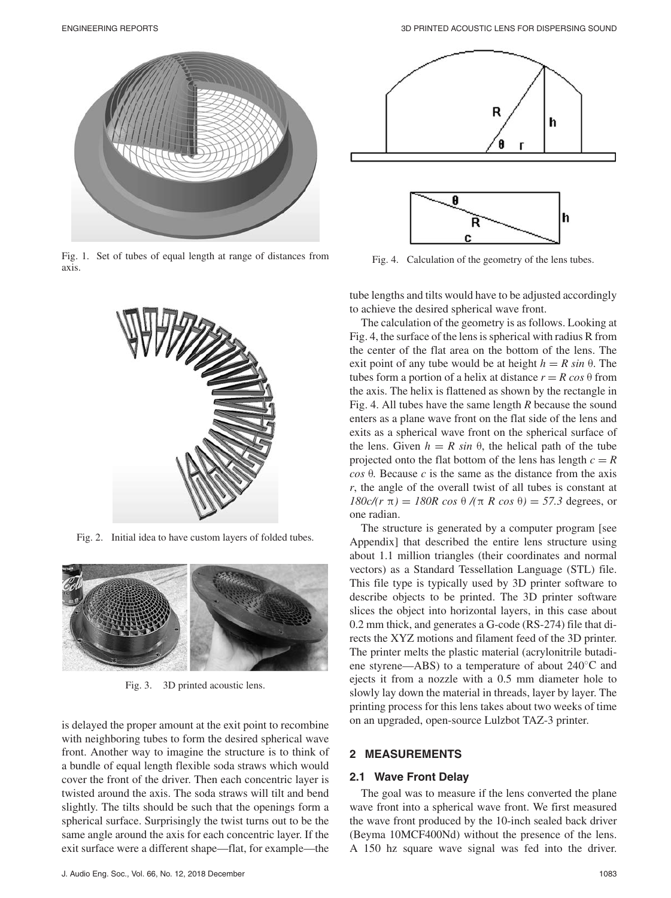Fig. 1. Set of tubes of equal length at range of distances from axis.

Fig. 2. Initial idea to have custom layers of folded tubes.

Fig. 3. 3D printed acoustic lens.

is delayed the proper amount at the exit point to recombine with neighboring tubes to form the desired spherical wave front. Another way to imagine the structure is to think of a bundle of equal length flexible soda straws which would cover the front of the driver. Then each concentric layer is twisted around the axis. The soda straws will tilt and bend slightly. The tilts should be such that the openings form a spherical surface. Surprisingly the twist turns out to be the same angle around the axis for each concentric layer. If the exit surface were a different shape—flat, for example—the tube lengths and tilts would have to be adjusted accordingly to achieve the desired spherical wave front.

Fig. 4. Calculation of the geometry of the lens tubes.

The calculation of the geometry is as follows. Looking at Fig. 4, the surface of the lens is spherical with radius R from the center of the flat area on the bottom of the lens. The exit point of any tube would be at height $h = R \sin \theta$. The tubes form a portion of a helix at distance $r = R \cos \theta$ from the axis. The helix is flattened as shown by the rectangle in Fig. 4. All tubes have the same length $R$ because the sound enters as a plane wave front on the flat side of the lens and exits as a spherical wave front on the spherical surface of the lens. Given $h = R \sin \theta$, the helical path of the tube projected onto the flat bottom of the lens has length $c = R \cos \theta$. Because $c$ is the same as the distance from the axis $r$, the angle of the overall twist of all tubes is constant at $180c/(r\,\pi) = 180R \cos \theta /(\pi\, R \cos \theta) = 57.3$ degrees, or one radian.

The structure is generated by a computer program [see Appendix] that described the entire lens structure using about 1.1 million triangles (their coordinates and normal vectors) as a Standard Tessellation Language (STL) file. This file type is typically used by 3D printer software to describe objects to be printed. The 3D printer software slices the object into horizontal layers, in this case about 0.2 mm thick, and generates a G-code (RS-274) file that directs the XYZ motions and filament feed of the 3D printer. The printer melts the plastic material (acrylonitrile butadiene styrene—ABS) to a temperature of about 240°C and ejects it from a nozzle with a 0.5 mm diameter hole to slowly lay down the material in threads, layer by layer. The printing process for this lens takes about two weeks of time on an upgraded, open-source Lulzbot TAZ-3 printer.

## 2 MEASUREMENTS

### 2.1 Wave Front Delay

The goal was to measure if the lens converted the plane wave front into a spherical wave front. We first measured the wave front produced by the 10-inch sealed back driver (Beyma 10MCF400Nd) without the presence of the lens. A 150 hz square wave signal was fed into the driver.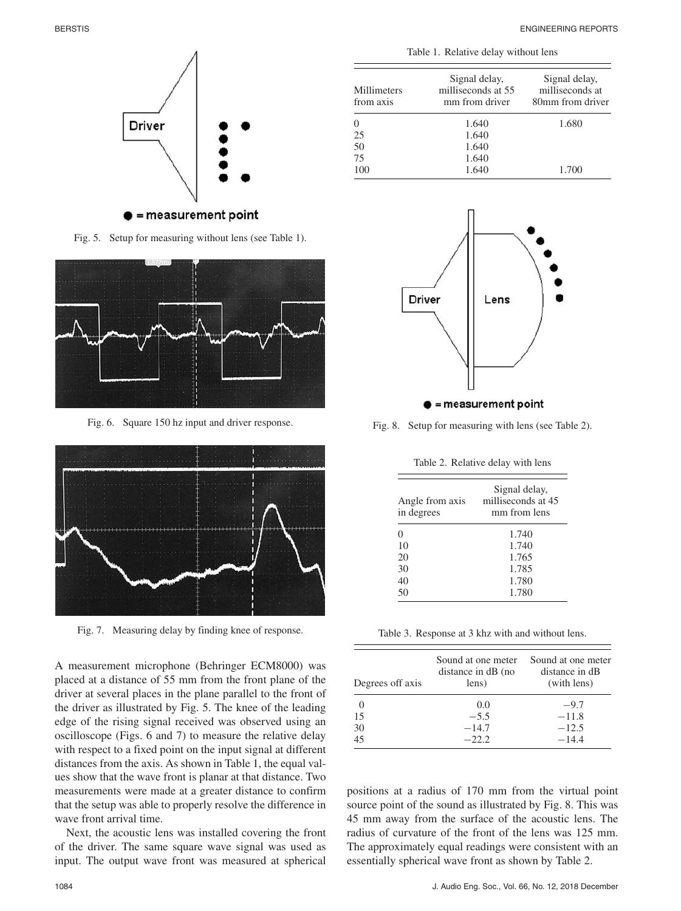Fig. 5. Setup for measuring without lens (see Table 1).

Fig. 6. Square 150 hz input and driver response.

Fig. 7. Measuring delay by finding knee of response.

A measurement microphone (Behringer ECM8000) was placed at a distance of 55 mm from the front plane of the driver at several places in the plane parallel to the front of the driver as illustrated by Fig. 5. The knee of the leading edge of the rising signal received was observed using an oscilloscope (Figs. 6 and 7) to measure the relative delay with respect to a fixed point on the input signal at different distances from the axis. As shown in Table 1, the equal values show that the wave front is planar at that distance. Two measurements were made at a greater distance to confirm that the setup was able to properly resolve the difference in wave front arrival time.

Next, the acoustic lens was installed covering the front of the driver. The same square wave signal was used as input. The output wave front was measured at spherical positions at a radius of 170 mm from the virtual point source point of the sound as illustrated by Fig. 8. This was 45 mm away from the surface of the acoustic lens. The radius of curvature of the front of the lens was 125 mm. The approximately equal readings were consistent with an essentially spherical wave front as shown by Table 2.

Table 1. Relative delay without lens

| Millimeters from axis | Signal delay, milliseconds at 55 mm from driver | Signal delay, milliseconds at 80mm from driver |
|---|---|---|
| 0 | 1.640 | 1.680 |
| 25 | 1.640 | |
| 50 | 1.640 | |
| 75 | 1.640 | |
| 100 | 1.640 | 1.700 |

Fig. 8. Setup for measuring with lens (see Table 2).

Table 2. Relative delay with lens

| Angle from axis in degrees | Signal delay, milliseconds at 45 mm from lens |
|---|---|
| 0 | 1.740 |
| 10 | 1.740 |
| 20 | 1.765 |
| 30 | 1.785 |
| 40 | 1.780 |
| 50 | 1.780 |

Table 3. Response at 3 khz with and without lens.

| Degrees off axis | Sound at one meter distance in dB (no lens) | Sound at one meter distance in dB (with lens) |
|---|---|---|
| 0 | 0.0 | −9.7 |
| 15 | −5.5 | −11.8 |
| 30 | −14.7 | −12.5 |
| 45 | −22.2 | −14.4 |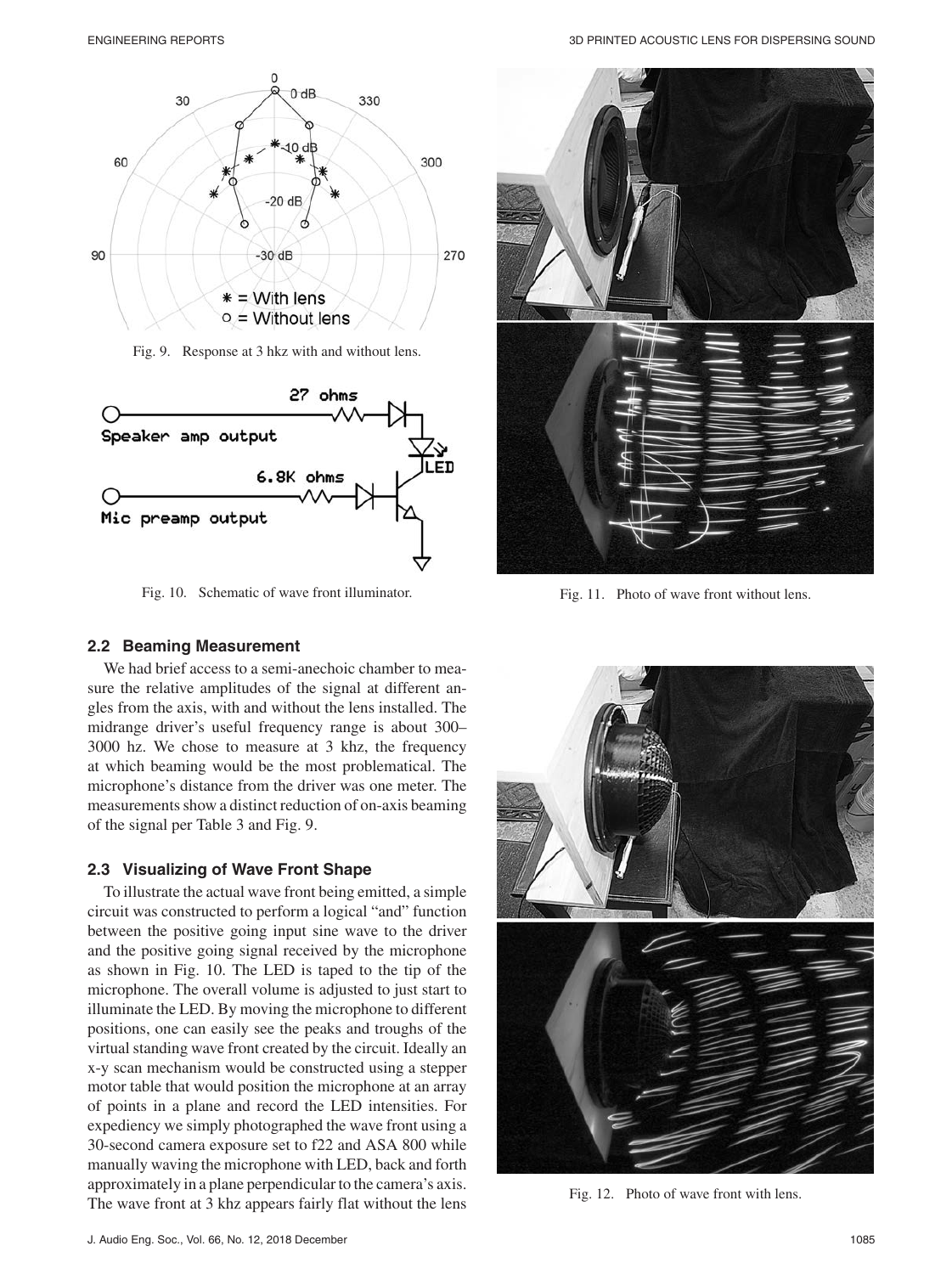Fig. 9. Response at 3 hkz with and without lens.

Fig. 10. Schematic of wave front illuminator.

Fig. 11. Photo of wave front without lens.

### 2.2 Beaming Measurement

We had brief access to a semi-anechoic chamber to measure the relative amplitudes of the signal at different angles from the axis, with and without the lens installed. The midrange driver's useful frequency range is about 300–3000 hz. We chose to measure at 3 khz, the frequency at which beaming would be the most problematical. The microphone's distance from the driver was one meter. The measurements show a distinct reduction of on-axis beaming of the signal per Table 3 and Fig. 9.

### 2.3 Visualizing of Wave Front Shape

To illustrate the actual wave front being emitted, a simple circuit was constructed to perform a logical "and" function between the positive going input sine wave to the driver and the positive going signal received by the microphone as shown in Fig. 10. The LED is taped to the tip of the microphone. The overall volume is adjusted to just start to illuminate the LED. By moving the microphone to different positions, one can easily see the peaks and troughs of the virtual standing wave front created by the circuit. Ideally an x-y scan mechanism would be constructed using a stepper motor table that would position the microphone at an array of points in a plane and record the LED intensities. For expediency we simply photographed the wave front using a 30-second camera exposure set to f22 and ASA 800 while manually waving the microphone with LED, back and forth approximately in a plane perpendicular to the camera's axis. The wave front at 3 khz appears fairly flat without the lens

Fig. 12. Photo of wave front with lens.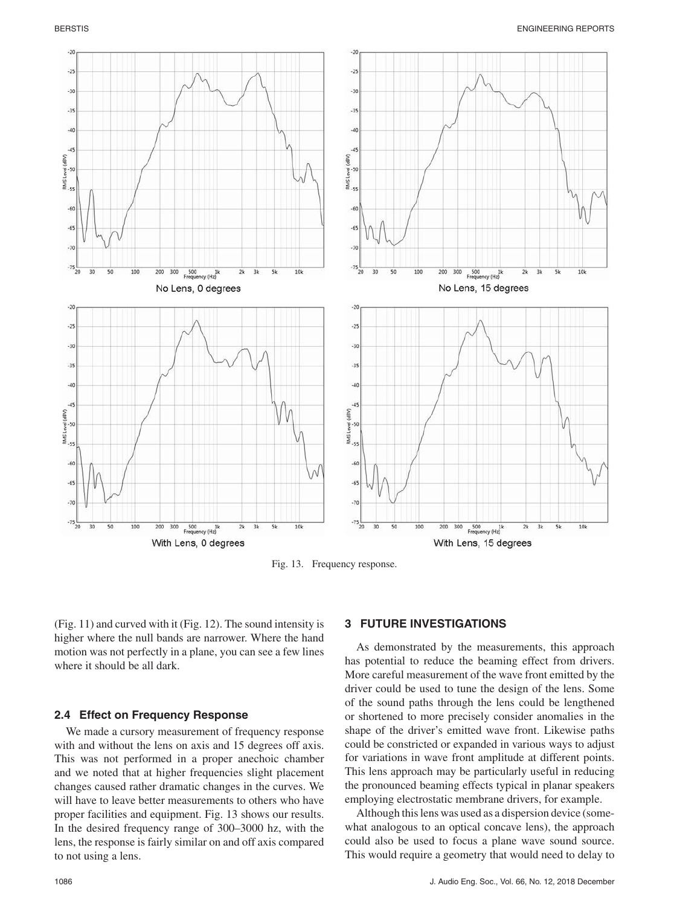Fig. 13. Frequency response.

(Fig. 11) and curved with it (Fig. 12). The sound intensity is higher where the null bands are narrower. Where the hand motion was not perfectly in a plane, you can see a few lines where it should be all dark.

### 2.4 Effect on Frequency Response

We made a cursory measurement of frequency response with and without the lens on axis and 15 degrees off axis. This was not performed in a proper anechoic chamber and we noted that at higher frequencies slight placement changes caused rather dramatic changes in the curves. We will have to leave better measurements to others who have proper facilities and equipment. Fig. 13 shows our results. In the desired frequency range of 300–3000 hz, with the lens, the response is fairly similar on and off axis compared to not using a lens.

## 3 FUTURE INVESTIGATIONS

As demonstrated by the measurements, this approach has potential to reduce the beaming effect from drivers. More careful measurement of the wave front emitted by the driver could be used to tune the design of the lens. Some of the sound paths through the lens could be lengthened or shortened to more precisely consider anomalies in the shape of the driver's emitted wave front. Likewise paths could be constricted or expanded in various ways to adjust for variations in wave front amplitude at different points. This lens approach may be particularly useful in reducing the pronounced beaming effects typical in planar speakers employing electrostatic membrane drivers, for example.

Although this lens was used as a dispersion device (somewhat analogous to an optical concave lens), the approach could also be used to focus a plane wave sound source. This would require a geometry that would need to delay to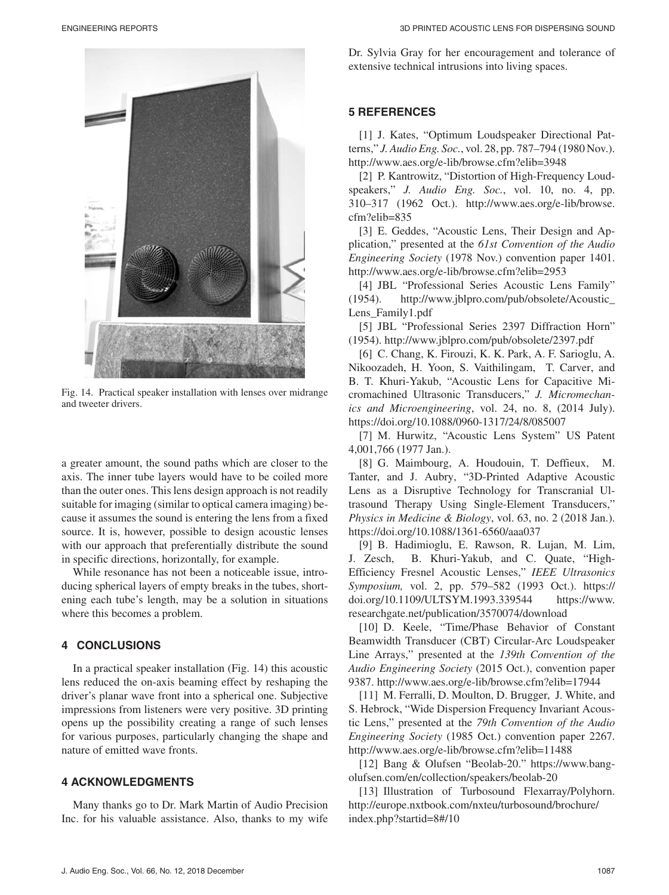Fig. 14. Practical speaker installation with lenses over midrange and tweeter drivers.

a greater amount, the sound paths which are closer to the axis. The inner tube layers would have to be coiled more than the outer ones. This lens design approach is not readily suitable for imaging (similar to optical camera imaging) because it assumes the sound is entering the lens from a fixed source. It is, however, possible to design acoustic lenses with our approach that preferentially distribute the sound in specific directions, horizontally, for example.

While resonance has not been a noticeable issue, introducing spherical layers of empty breaks in the tubes, shortening each tube's length, may be a solution in situations where this becomes a problem.

## 4 CONCLUSIONS

In a practical speaker installation (Fig. 14) this acoustic lens reduced the on-axis beaming effect by reshaping the driver's planar wave front into a spherical one. Subjective impressions from listeners were very positive. 3D printing opens up the possibility creating a range of such lenses for various purposes, particularly changing the shape and nature of emitted wave fronts.

## 4 ACKNOWLEDGMENTS

Many thanks go to Dr. Mark Martin of Audio Precision Inc. for his valuable assistance. Also, thanks to my wife Dr. Sylvia Gray for her encouragement and tolerance of extensive technical intrusions into living spaces.

## 5 REFERENCES

[1] J. Kates, "Optimum Loudspeaker Directional Patterns," *J. Audio Eng. Soc.*, vol. 28, pp. 787–794 (1980 Nov.). http://www.aes.org/e-lib/browse.cfm?elib=3948

[2] P. Kantrowitz, "Distortion of High-Frequency Loudspeakers," *J. Audio Eng. Soc.*, vol. 10, no. 4, pp. 310–317 (1962 Oct.). http://www.aes.org/e-lib/browse.cfm?elib=835

[3] E. Geddes, "Acoustic Lens, Their Design and Application," presented at the *61st Convention of the Audio Engineering Society* (1978 Nov.) convention paper 1401. http://www.aes.org/e-lib/browse.cfm?elib=2953

[4] JBL "Professional Series Acoustic Lens Family" (1954). http://www.jblpro.com/pub/obsolete/Acoustic_Lens_Family1.pdf

[5] JBL "Professional Series 2397 Diffraction Horn" (1954). http://www.jblpro.com/pub/obsolete/2397.pdf

[6] C. Chang, K. Firouzi, K. K. Park, A. F. Sarioglu, A. Nikoozadeh, H. Yoon, S. Vaithilingam, T. Carver, and B. T. Khuri-Yakub, "Acoustic Lens for Capacitive Micromachined Ultrasonic Transducers," *J. Micromechanics and Microengineering*, vol. 24, no. 8, (2014 July). https://doi.org/10.1088/0960-1317/24/8/085007

[7] M. Hurwitz, "Acoustic Lens System" US Patent 4,001,766 (1977 Jan.).

[8] G. Maimbourg, A. Houdouin, T. Deffieux, M. Tanter, and J. Aubry, "3D-Printed Adaptive Acoustic Lens as a Disruptive Technology for Transcranial Ultrasound Therapy Using Single-Element Transducers," *Physics in Medicine & Biology*, vol. 63, no. 2 (2018 Jan.). https://doi.org/10.1088/1361-6560/aaa037

[9] B. Hadimioglu, E. Rawson, R. Lujan, M. Lim, J. Zesch, B. Khuri-Yakub, and C. Quate, "High-Efficiency Fresnel Acoustic Lenses," *IEEE Ultrasonics Symposium,* vol. 2, pp. 579–582 (1993 Oct.). https://doi.org/10.1109/ULTSYM.1993.339544 https://www.researchgate.net/publication/3570074/download

[10] D. Keele, "Time/Phase Behavior of Constant Beamwidth Transducer (CBT) Circular-Arc Loudspeaker Line Arrays," presented at the *139th Convention of the Audio Engineering Society* (2015 Oct.), convention paper 9387. http://www.aes.org/e-lib/browse.cfm?elib=17944

[11] M. Ferralli, D. Moulton, D. Brugger, J. White, and S. Hebrock, "Wide Dispersion Frequency Invariant Acoustic Lens," presented at the *79th Convention of the Audio Engineering Society* (1985 Oct.) convention paper 2267. http://www.aes.org/e-lib/browse.cfm?elib=11488

[12] Bang & Olufsen "Beolab-20." https://www.bang-olufsen.com/en/collection/speakers/beolab-20

[13] Illustration of Turbosound Flexarray/Polyhorn. http://europe.nxtbook.com/nxteu/turbosound/brochure/index.php?startid=8#/10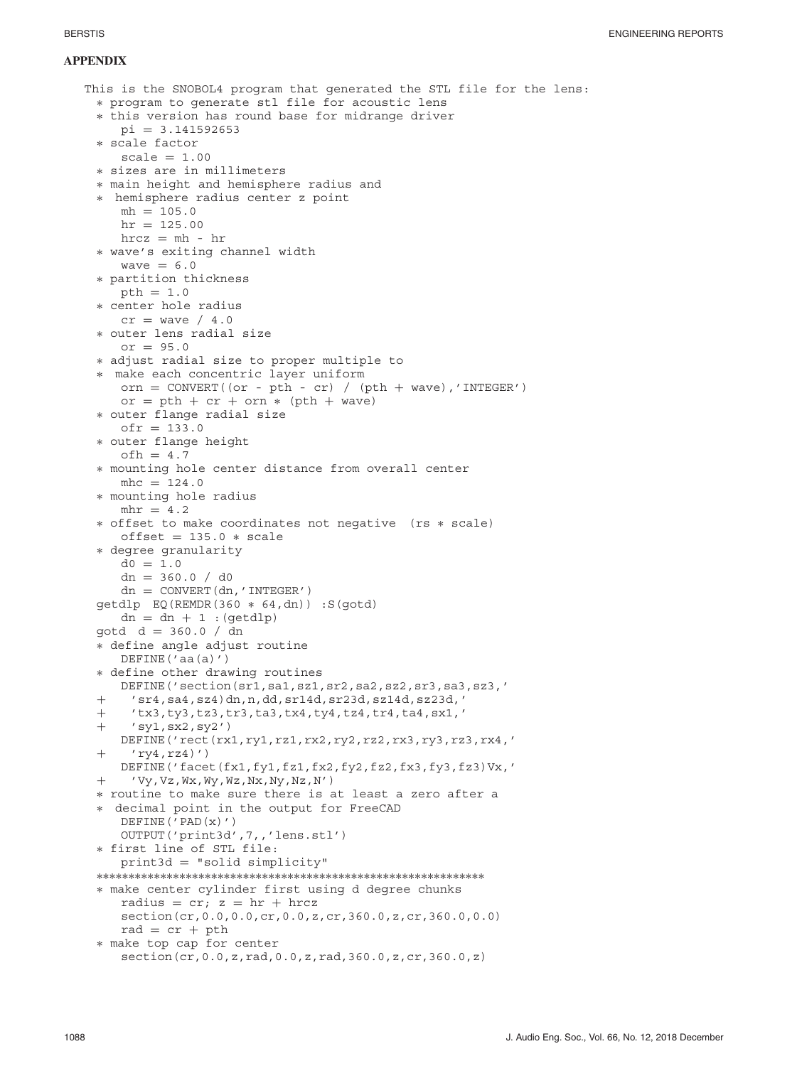## APPENDIX

```
This is the SNOBOL4 program that generated the STL file for the lens:
  * program to generate stl file for acoustic lens
  * this version has round base for midrange driver
     pi = 3.141592653
  * scale factor
     scale = 1.00
  * sizes are in millimeters
  * main height and hemisphere radius and
  *  hemisphere radius center z point
     mh = 105.0
     hr = 125.00
     hrcz = mh - hr
  * wave's exiting channel width
     wave = 6.0
  * partition thickness
     pth = 1.0
  * center hole radius
     cr = wave / 4.0
  * outer lens radial size
     or = 95.0
  * adjust radial size to proper multiple to
  *  make each concentric layer uniform
     orn = CONVERT((or - pth - cr) / (pth + wave),'INTEGER')
     or = pth + cr + orn * (pth + wave)
  * outer flange radial size
     ofr = 133.0
  * outer flange height
     ofh = 4.7
  * mounting hole center distance from overall center
     mhc = 124.0
  * mounting hole radius
     mhr = 4.2
  * offset to make coordinates not negative  (rs * scale)
     offset = 135.0 * scale
  * degree granularity
     d0 = 1.0
     dn = 360.0 / d0
     dn = CONVERT(dn,'INTEGER')
  getdlp  EQ(REMDR(360 * 64,dn)) :S(gotd)
     dn = dn + 1 :(getdlp)
  gotd  d = 360.0 / dn
  * define angle adjust routine
     DEFINE('aa(a)')
  * define other drawing routines
     DEFINE('section(sr1,sa1,sz1,sr2,sa2,sz2,sr3,sa3,sz3,'
  +   'sr4,sa4,sz4)dn,n,dd,sr14d,sr23d,sz14d,sz23d,'
  +   'tx3,ty3,tz3,tr3,ta3,tx4,ty4,tz4,tr4,ta4,sx1,'
  +   'sy1,sx2,sy2')
     DEFINE('rect(rx1,ry1,rz1,rx2,ry2,rz2,rx3,ry3,rz3,rx4,'
  +   'ry4,rz4)')
     DEFINE('facet(fx1,fy1,fz1,fx2,fy2,fz2,fx3,fy3,fz3)Vx,'
  +   'Vy,Vz,Wx,Wy,Wz,Nx,Ny,Nz,N')
  * routine to make sure there is at least a zero after a
  *  decimal point in the output for FreeCAD
     DEFINE('PAD(x)')
     OUTPUT('print3d',7,,'lens.stl')
  * first line of STL file:
     print3d = "solid simplicity"
  ***********************************************************
  * make center cylinder first using d degree chunks
     radius = cr; z = hr + hrcz
     section(cr,0.0,0.0,cr,0.0,z,cr,360.0,z,cr,360.0,0.0)
     rad = cr + pth
  * make top cap for center
     section(cr,0.0,z,rad,0.0,z,rad,360.0,z,cr,360.0,z)
```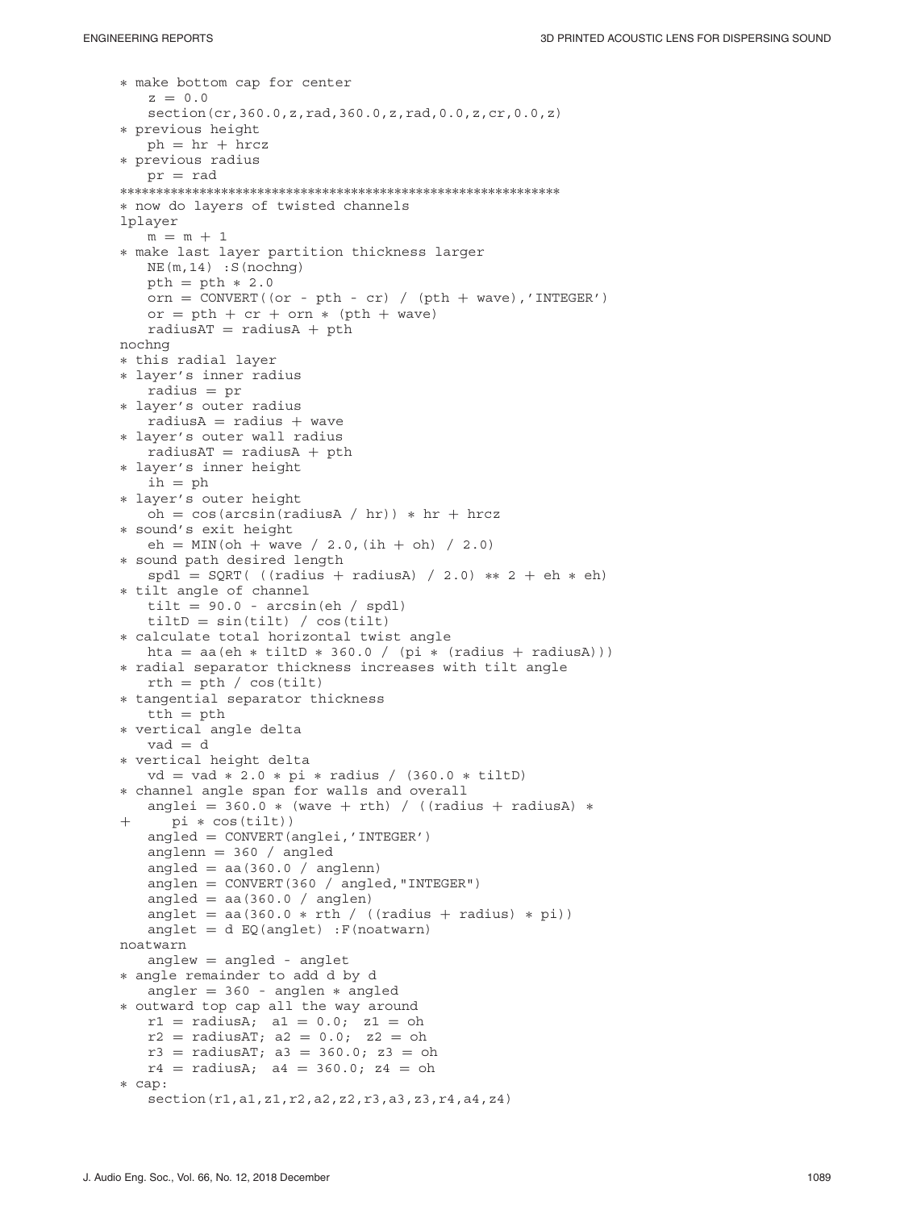```
* make bottom cap for center
   z = 0.0
   section(cr,360.0,z,rad,360.0,z,rad,0.0,z,cr,0.0,z)
* previous height
   ph = hr + hrcz
* previous radius
   pr = rad
***********************************************************
* now do layers of twisted channels
lplayer
   m = m + 1
* make last layer partition thickness larger
   NE(m,14) :S(nochng)
   pth = pth * 2.0
   orn = CONVERT((or - pth - cr) / (pth + wave),'INTEGER')
   or = pth + cr + orn * (pth + wave)
   radiusAT = radiusA + pth
nochng
* this radial layer
* layer's inner radius
   radius = pr
* layer's outer radius
   radiusA = radius + wave
* layer's outer wall radius
   radiusAT = radiusA + pth
* layer's inner height
   ih = ph
* layer's outer height
   oh = cos(arcsin(radiusA / hr)) * hr + hrcz
* sound's exit height
   eh = MIN(oh + wave / 2.0,(ih + oh) / 2.0)
* sound path desired length
   spdl = SQRT( ((radius + radiusA) / 2.0) ** 2 + eh * eh)
* tilt angle of channel
   tilt = 90.0 - arcsin(eh / spdl)
   tiltD = sin(tilt) / cos(tilt)
* calculate total horizontal twist angle
   hta = aa(eh * tiltD * 360.0 / (pi * (radius + radiusA)))
* radial separator thickness increases with tilt angle
   rth = pth / cos(tilt)
* tangential separator thickness
   tth = pth
* vertical angle delta
   vad = d
* vertical height delta
   vd = vad * 2.0 * pi * radius / (360.0 * tiltD)
* channel angle span for walls and overall
   anglei = 360.0 * (wave + rth) / ((radius + radiusA) *
+     pi * cos(tilt))
   angled = CONVERT(anglei,'INTEGER')
   anglenn = 360 / angled
   angled = aa(360.0 / anglenn)
   anglen = CONVERT(360 / angled,"INTEGER")
   angled = aa(360.0 / anglen)
   anglet = aa(360.0 * rth / ((radius + radius) * pi))
   anglet = d EQ(anglet) :F(noatwarn)
noatwarn
   anglew = angled - anglet
* angle remainder to add d by d
   angler = 360 - anglen * angled
* outward top cap all the way around
   r1 = radiusA;  a1 = 0.0;  z1 = oh
   r2 = radiusAT; a2 = 0.0;  z2 = oh
   r3 = radiusAT; a3 = 360.0; z3 = oh
   r4 = radiusA;  a4 = 360.0; z4 = oh
* cap:
   section(r1,a1,z1,r2,a2,z2,r3,a3,z3,r4,a4,z4)
```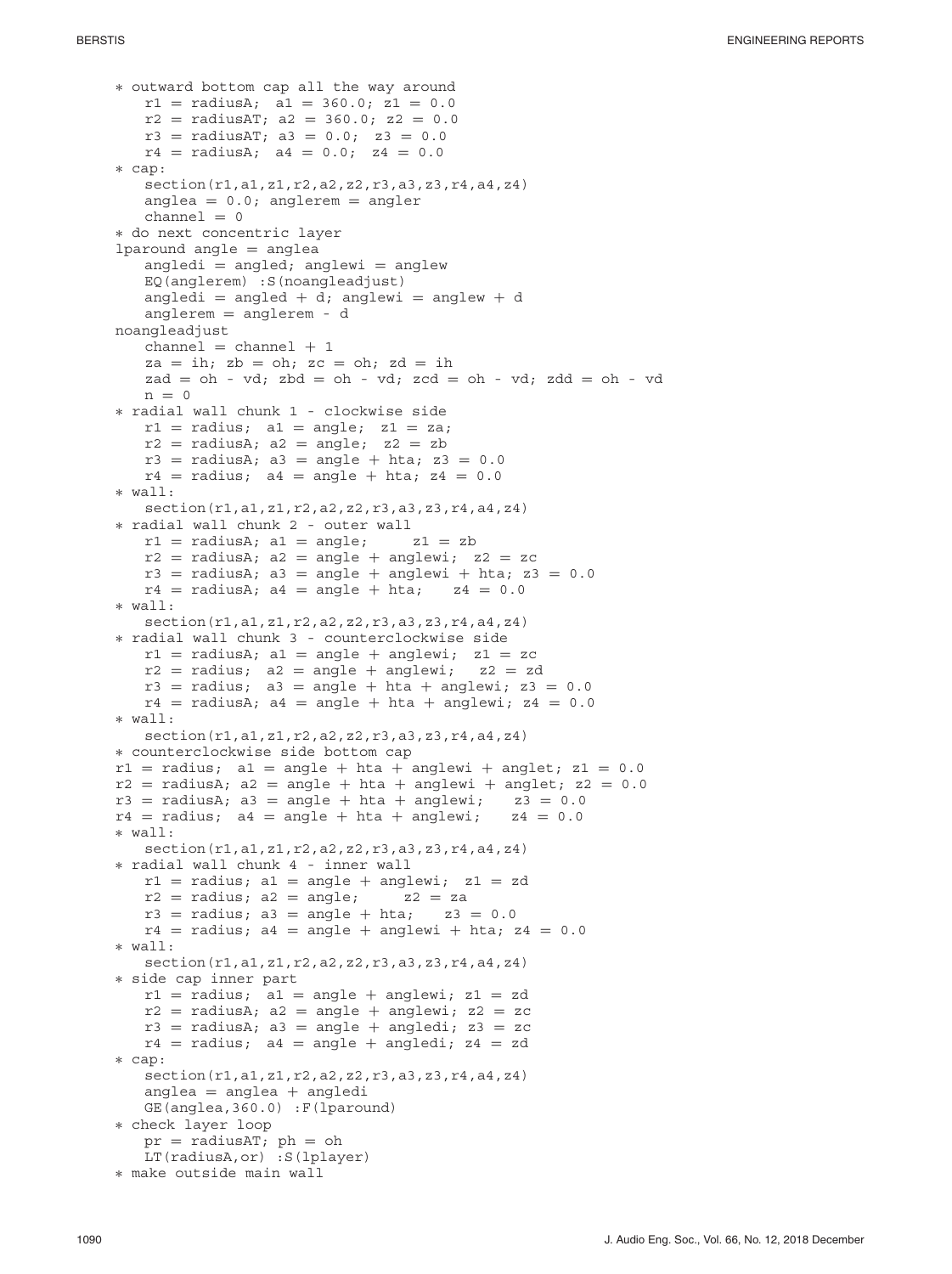```
* outward bottom cap all the way around
   r1 = radiusA;  a1 = 360.0; z1 = 0.0
   r2 = radiusAT; a2 = 360.0; z2 = 0.0
   r3 = radiusAT; a3 = 0.0;  z3 = 0.0
   r4 = radiusA;  a4 = 0.0;  z4 = 0.0
* cap:
   section(r1,a1,z1,r2,a2,z2,r3,a3,z3,r4,a4,z4)
   anglea = 0.0; anglerem = angler
   channel = 0
* do next concentric layer
lparound angle = anglea
   angledi = angled; anglewi = anglew
   EQ(anglerem) :S(noangleadjust)
   angledi = angled + d; anglewi = anglew + d
   anglerem = anglerem - d
noangleadjust
   channel = channel + 1
   za = ih; zb = oh; zc = oh; zd = ih
   zad = oh - vd; zbd = oh - vd; zcd = oh - vd; zdd = oh - vd
   n = 0
* radial wall chunk 1 - clockwise side
   r1 = radius;  a1 = angle;  z1 = za;
   r2 = radiusA; a2 = angle;  z2 = zb
   r3 = radiusA; a3 = angle + hta; z3 = 0.0
   r4 = radius;  a4 = angle + hta; z4 = 0.0
* wall:
   section(r1,a1,z1,r2,a2,z2,r3,a3,z3,r4,a4,z4)
* radial wall chunk 2 - outer wall
   r1 = radiusA; a1 = angle;     z1 = zb
   r2 = radiusA; a2 = angle + anglewi;  z2 = zc
   r3 = radiusA; a3 = angle + anglewi + hta; z3 = 0.0
   r4 = radiusA; a4 = angle + hta;   z4 = 0.0
* wall:
   section(r1,a1,z1,r2,a2,z2,r3,a3,z3,r4,a4,z4)
* radial wall chunk 3 - counterclockwise side
   r1 = radiusA; a1 = angle + anglewi;  z1 = zc
   r2 = radius;  a2 = angle + anglewi;   z2 = zd
   r3 = radius;  a3 = angle + hta + anglewi; z3 = 0.0
   r4 = radiusA; a4 = angle + hta + anglewi; z4 = 0.0
* wall:
   section(r1,a1,z1,r2,a2,z2,r3,a3,z3,r4,a4,z4)
* counterclockwise side bottom cap
r1 = radius;  a1 = angle + hta + anglewi + anglet; z1 = 0.0
r2 = radiusA; a2 = angle + hta + anglewi + anglet; z2 = 0.0
r3 = radiusA; a3 = angle + hta + anglewi;   z3 = 0.0
r4 = radius;  a4 = angle + hta + anglewi;   z4 = 0.0
* wall:
   section(r1,a1,z1,r2,a2,z2,r3,a3,z3,r4,a4,z4)
* radial wall chunk 4 - inner wall
   r1 = radius; a1 = angle + anglewi;  z1 = zd
   r2 = radius; a2 = angle;     z2 = za
   r3 = radius; a3 = angle + hta;   z3 = 0.0
   r4 = radius; a4 = angle + anglewi + hta; z4 = 0.0
* wall:
   section(r1,a1,z1,r2,a2,z2,r3,a3,z3,r4,a4,z4)
* side cap inner part
   r1 = radius;  a1 = angle + anglewi; z1 = zd
   r2 = radiusA; a2 = angle + anglewi; z2 = zc
   r3 = radiusA; a3 = angle + angledi; z3 = zc
   r4 = radius;  a4 = angle + angledi; z4 = zd
* cap:
   section(r1,a1,z1,r2,a2,z2,r3,a3,z3,r4,a4,z4)
   anglea = anglea + angledi
   GE(anglea,360.0) :F(lparound)
* check layer loop
   pr = radiusAT; ph = oh
   LT(radiusA,or) :S(lplayer)
* make outside main wall
```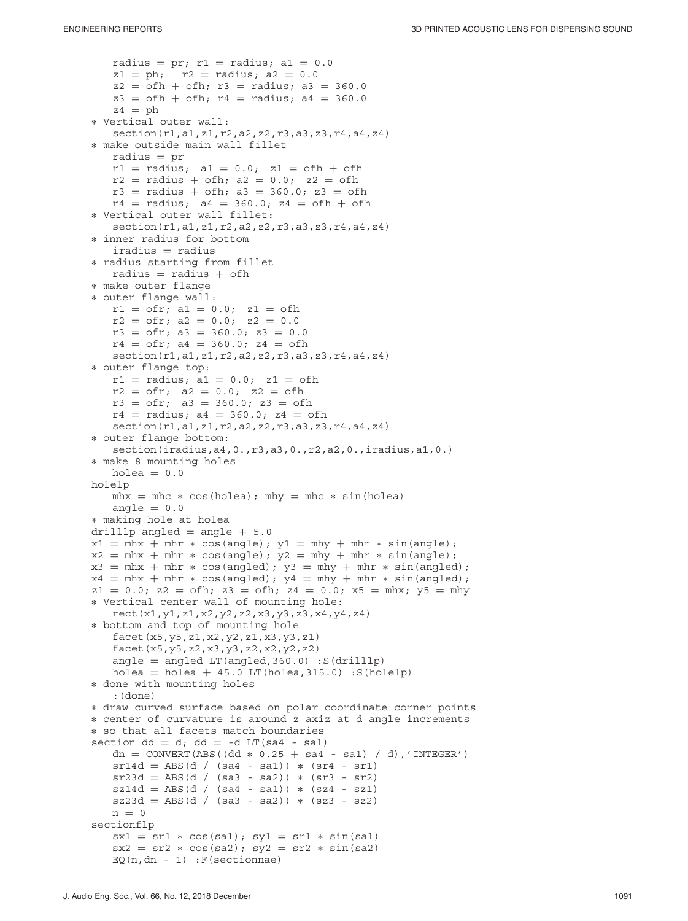```
      radius = pr; r1 = radius; a1 = 0.0
      z1 = ph;   r2 = radius; a2 = 0.0
      z2 = ofh + ofh; r3 = radius; a3 = 360.0
      z3 = ofh + ofh; r4 = radius; a4 = 360.0
      z4 = ph
   * Vertical outer wall:
      section(r1,a1,z1,r2,a2,z2,r3,a3,z3,r4,a4,z4)
   * make outside main wall fillet
      radius = pr
      r1 = radius;  a1 = 0.0;  z1 = ofh + ofh
      r2 = radius + ofh; a2 = 0.0;  z2 = ofh
      r3 = radius + ofh; a3 = 360.0; z3 = ofh
      r4 = radius;  a4 = 360.0; z4 = ofh + ofh
   * Vertical outer wall fillet:
      section(r1,a1,z1,r2,a2,z2,r3,a3,z3,r4,a4,z4)
   * inner radius for bottom
      iradius = radius
   * radius starting from fillet
      radius = radius + ofh
   * make outer flange
   * outer flange wall:
      r1 = ofr; a1 = 0.0;  z1 = ofh
      r2 = ofr; a2 = 0.0;  z2 = 0.0
      r3 = ofr; a3 = 360.0; z3 = 0.0
      r4 = ofr; a4 = 360.0; z4 = ofh
      section(r1,a1,z1,r2,a2,z2,r3,a3,z3,r4,a4,z4)
   * outer flange top:
      r1 = radius; a1 = 0.0;  z1 = ofh
      r2 = ofr;  a2 = 0.0;  z2 = ofh
      r3 = ofr;  a3 = 360.0; z3 = ofh
      r4 = radius; a4 = 360.0; z4 = ofh
      section(r1,a1,z1,r2,a2,z2,r3,a3,z3,r4,a4,z4)
   * outer flange bottom:
      section(iradius,a4,0.,r3,a3,0.,r2,a2,0.,iradius,a1,0.)
   * make 8 mounting holes
      holea = 0.0
   holelp
      mhx = mhc * cos(holea); mhy = mhc * sin(holea)
      angle = 0.0
   * making hole at holea
   drilllp angled = angle + 5.0
   x1 = mhx + mhr * cos(angle); y1 = mhy + mhr * sin(angle);
   x2 = mhx + mhr * cos(angle); y2 = mhy + mhr * sin(angle);
   x3 = mhx + mhr * cos(angled); y3 = mhy + mhr * sin(angled);
   x4 = mhx + mhr * cos(angled); y4 = mhy + mhr * sin(angled);
   z1 = 0.0; z2 = ofh; z3 = ofh; z4 = 0.0; x5 = mhx; y5 = mhy
   * Vertical center wall of mounting hole:
      rect(x1,y1,z1,x2,y2,z2,x3,y3,z3,x4,y4,z4)
   * bottom and top of mounting hole
      facet(x5,y5,z1,x2,y2,z1,x3,y3,z1)
      facet(x5,y5,z2,x3,y3,z2,x2,y2,z2)
      angle = angled LT(angled,360.0) :S(drilllp)
      holea = holea + 45.0 LT(holea,315.0) :S(holelp)
   * done with mounting holes
      :(done)
   * draw curved surface based on polar coordinate corner points
   * center of curvature is around z axiz at d angle increments
   * so that all facets match boundaries
   section dd = d; dd = -d LT(sa4 - sa1)
      dn = CONVERT(ABS((dd * 0.25 + sa4 - sa1) / d),'INTEGER')
      sr14d = ABS(d / (sa4 - sa1)) * (sr4 - sr1)
      sr23d = ABS(d / (sa3 - sa2)) * (sr3 - sr2)
      sz14d = ABS(d / (sa4 - sa1)) * (sz4 - sz1)
      sz23d = ABS(d / (sa3 - sa2)) * (sz3 - sz2)
      n = 0
   sectionflp
      sx1 = sr1 * cos(sa1); sy1 = sr1 * sin(sa1)
      sx2 = sr2 * cos(sa2); sy2 = sr2 * sin(sa2)
      EQ(n,dn - 1) :F(sectionnae)
```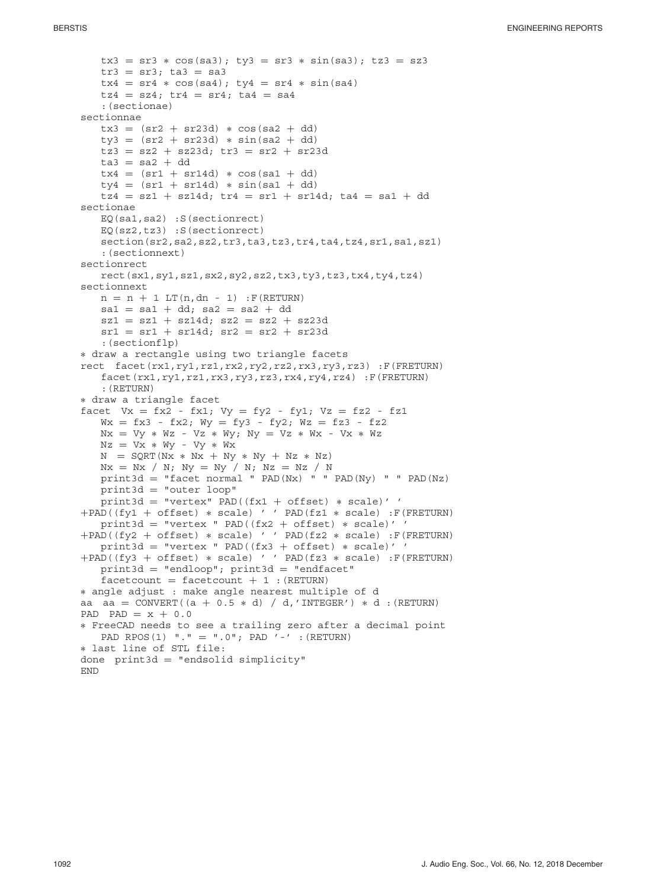```
   tx3 = sr3 * cos(sa3); ty3 = sr3 * sin(sa3); tz3 = sz3
   tr3 = sr3; ta3 = sa3
   tx4 = sr4 * cos(sa4); ty4 = sr4 * sin(sa4)
   tz4 = sz4; tr4 = sr4; ta4 = sa4
   :(sectionae)
sectionnae
   tx3 = (sr2 + sr23d) * cos(sa2 + dd)
   ty3 = (sr2 + sr23d) * sin(sa2 + dd)
   tz3 = sz2 + sz23d; tr3 = sr2 + sr23d
   ta3 = sa2 + dd
   tx4 = (sr1 + sr14d) * cos(sa1 + dd)
   ty4 = (sr1 + sr14d) * sin(sa1 + dd)
   tz4 = sz1 + sz14d; tr4 = sr1 + sr14d; ta4 = sa1 + dd
sectionae
   EQ(sa1,sa2) :S(sectionrect)
   EQ(sz2,tz3) :S(sectionrect)
   section(sr2,sa2,sz2,tr3,ta3,tz3,tr4,ta4,tz4,sr1,sa1,sz1)
   :(sectionnext)
sectionrect
   rect(sx1,sy1,sz1,sx2,sy2,sz2,tx3,ty3,tz3,tx4,ty4,tz4)
sectionnext
   n = n + 1 LT(n,dn - 1) :F(RETURN)
   sa1 = sa1 + dd; sa2 = sa2 + dd
   sz1 = sz1 + sz14d; sz2 = sz2 + sz23d
   sr1 = sr1 + sr14d; sr2 = sr2 + sr23d
   :(sectionflp)
* draw a rectangle using two triangle facets
rect  facet(rx1,ry1,rz1,rx2,ry2,rz2,rx3,ry3,rz3) :F(FRETURN)
   facet(rx1,ry1,rz1,rx3,ry3,rz3,rx4,ry4,rz4) :F(FRETURN)
   :(RETURN)
* draw a triangle facet
facet  Vx = fx2 - fx1; Vy = fy2 - fy1; Vz = fz2 - fz1
   Wx = fx3 - fx2; Wy = fy3 - fy2; Wz = fz3 - fz2
   Nx = Vy * Wz - Vz * Wy; Ny = Vz * Wx - Vx * Wz
   Nz = Vx * Wy - Vy * Wx
   N  = SQRT(Nx * Nx + Ny * Ny + Nz * Nz)
   Nx = Nx / N; Ny = Ny / N; Nz = Nz / N
   print3d = "facet normal " PAD(Nx) " " PAD(Ny) " " PAD(Nz)
   print3d = "outer loop"
   print3d = "vertex" PAD((fx1 + offset) * scale)' '
+PAD((fy1 + offset) * scale) ' ' PAD(fz1 * scale) :F(FRETURN)
   print3d = "vertex " PAD((fx2 + offset) * scale)' '
+PAD((fy2 + offset) * scale) ' ' PAD(fz2 * scale) :F(FRETURN)
   print3d = "vertex " PAD((fx3 + offset) * scale)' '
+PAD((fy3 + offset) * scale) ' ' PAD(fz3 * scale) :F(FRETURN)
   print3d = "endloop"; print3d = "endfacet"
   facetcount = facetcount + 1 :(RETURN)
* angle adjust : make angle nearest multiple of d
aa  aa = CONVERT((a + 0.5 * d) / d,'INTEGER') * d :(RETURN)
PAD  PAD = x + 0.0
* FreeCAD needs to see a trailing zero after a decimal point
   PAD RPOS(1) "." = ".0"; PAD '-' :(RETURN)
* last line of STL file:
done  print3d = "endsolid simplicity"
END
```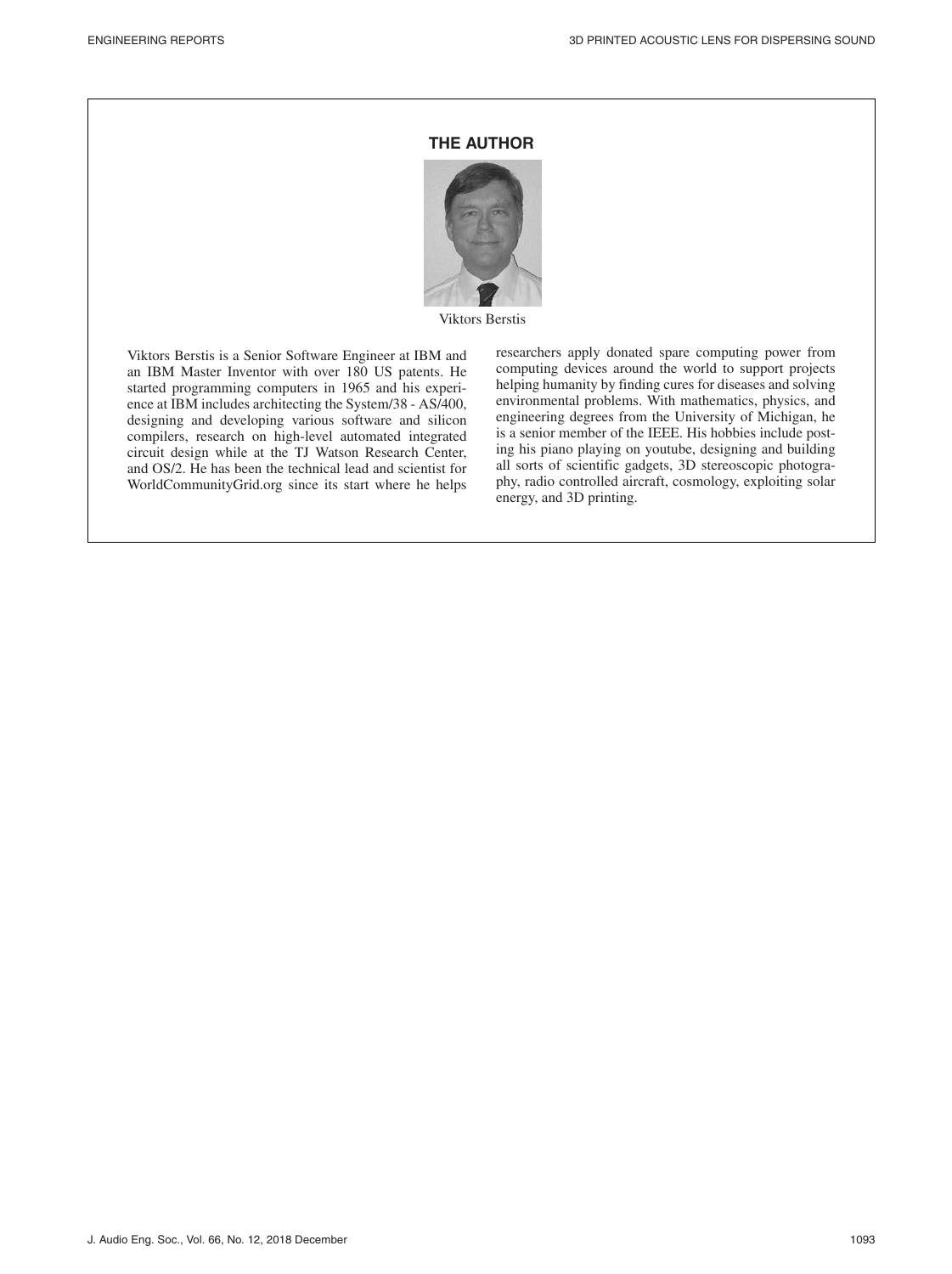## THE AUTHOR

Viktors Berstis

Viktors Berstis is a Senior Software Engineer at IBM and an IBM Master Inventor with over 180 US patents. He started programming computers in 1965 and his experience at IBM includes architecting the System/38 - AS/400, designing and developing various software and silicon compilers, research on high-level automated integrated circuit design while at the TJ Watson Research Center, and OS/2. He has been the technical lead and scientist for WorldCommunityGrid.org since its start where he helps researchers apply donated spare computing power from computing devices around the world to support projects helping humanity by finding cures for diseases and solving environmental problems. With mathematics, physics, and engineering degrees from the University of Michigan, he is a senior member of the IEEE. His hobbies include posting his piano playing on youtube, designing and building all sorts of scientific gadgets, 3D stereoscopic photography, radio controlled aircraft, cosmology, exploiting solar energy, and 3D printing.